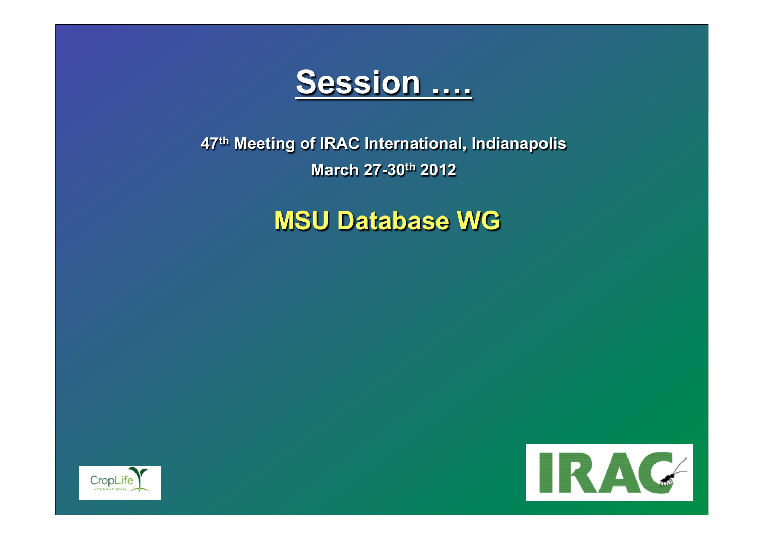# Session ….

**47[th] Meeting of IRAC International, Indianapolis**

**March 27-30[th] 2012**

## MSU Database WG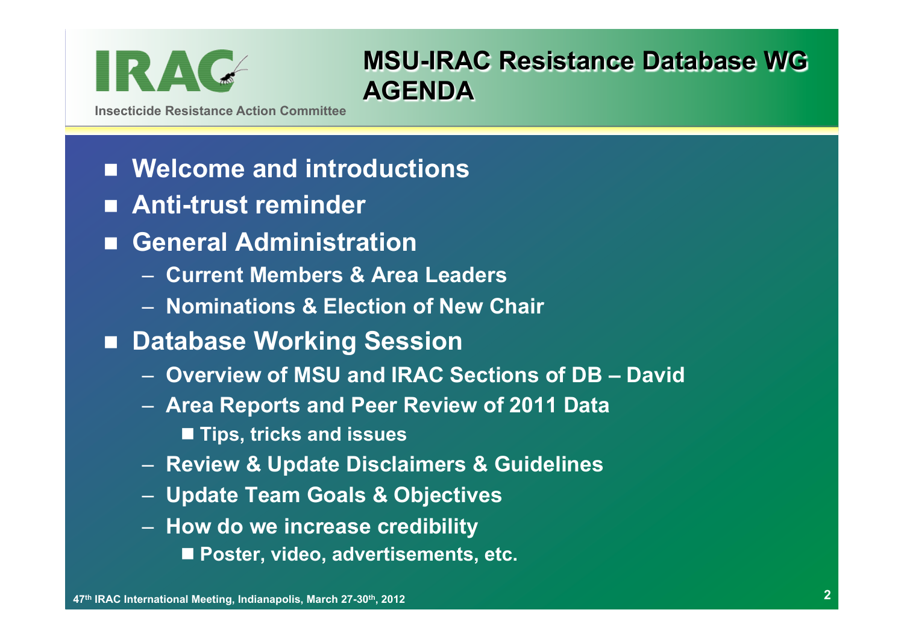# MSU-IRAC Resistance Database WG AGENDA

- Welcome and introductions
- Anti-trust reminder
- General Administration
  - Current Members & Area Leaders
  - Nominations & Election of New Chair
- Database Working Session
  - Overview of MSU and IRAC Sections of DB – David
  - Area Reports and Peer Review of 2011 Data
    - Tips, tricks and issues
  - Review & Update Disclaimers & Guidelines
  - Update Team Goals & Objectives
  - How do we increase credibility
    - Poster, video, advertisements, etc.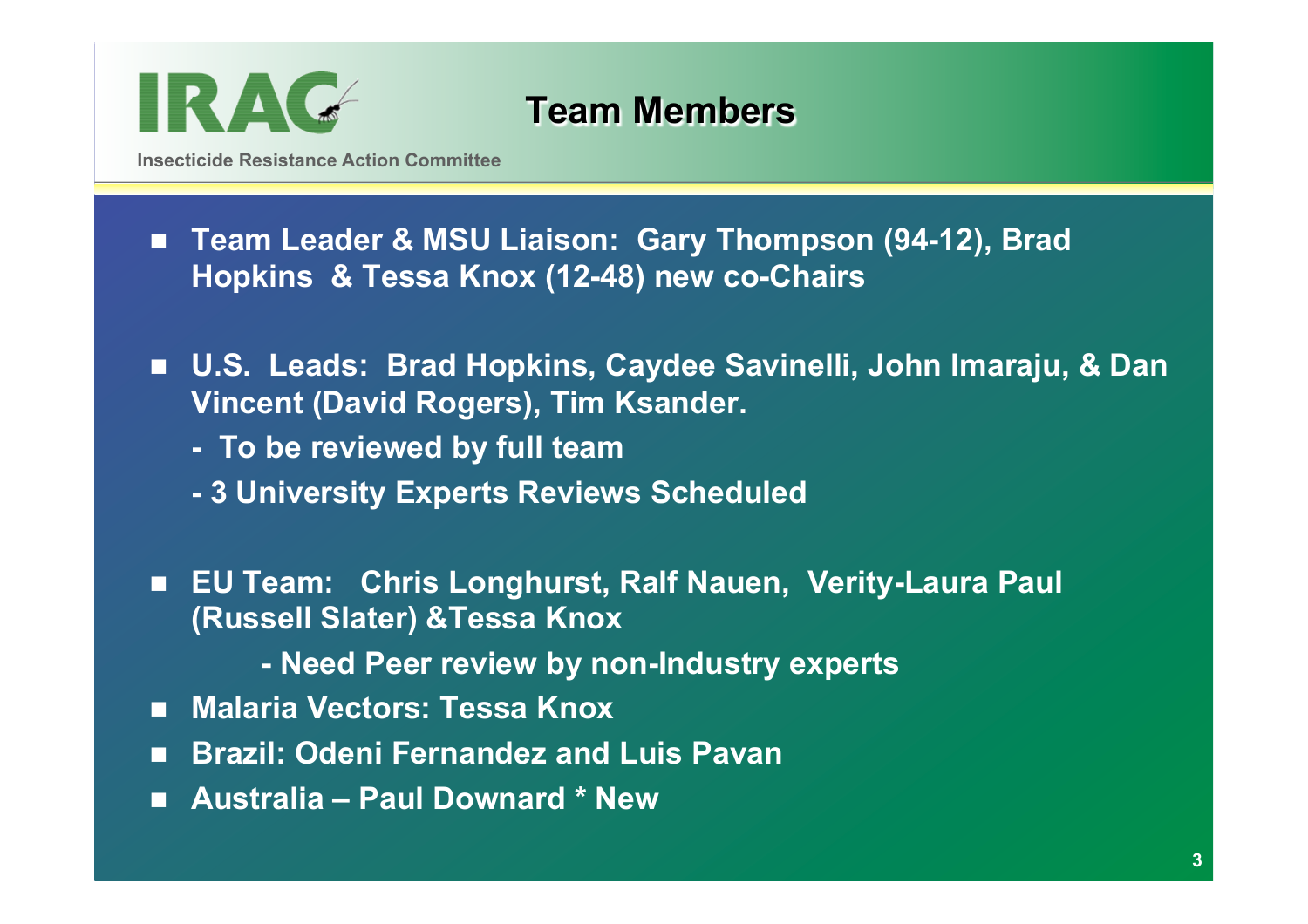IRAC

Insecticide Resistance Action Committee

# Team Members

- **Team Leader & MSU Liaison: Gary Thompson (94-12), Brad Hopkins & Tessa Knox (12-48) new co-Chairs**
- **U.S. Leads: Brad Hopkins, Caydee Savinelli, John Imaraju, & Dan Vincent (David Rogers), Tim Ksander.**
  - **- To be reviewed by full team**
  - **- 3 University Experts Reviews Scheduled**
- **EU Team: Chris Longhurst, Ralf Nauen, Verity-Laura Paul (Russell Slater) &Tessa Knox**
  - **- Need Peer review by non-Industry experts**
- **Malaria Vectors: Tessa Knox**
- **Brazil: Odeni Fernandez and Luis Pavan**
- **Australia – Paul Downard * New**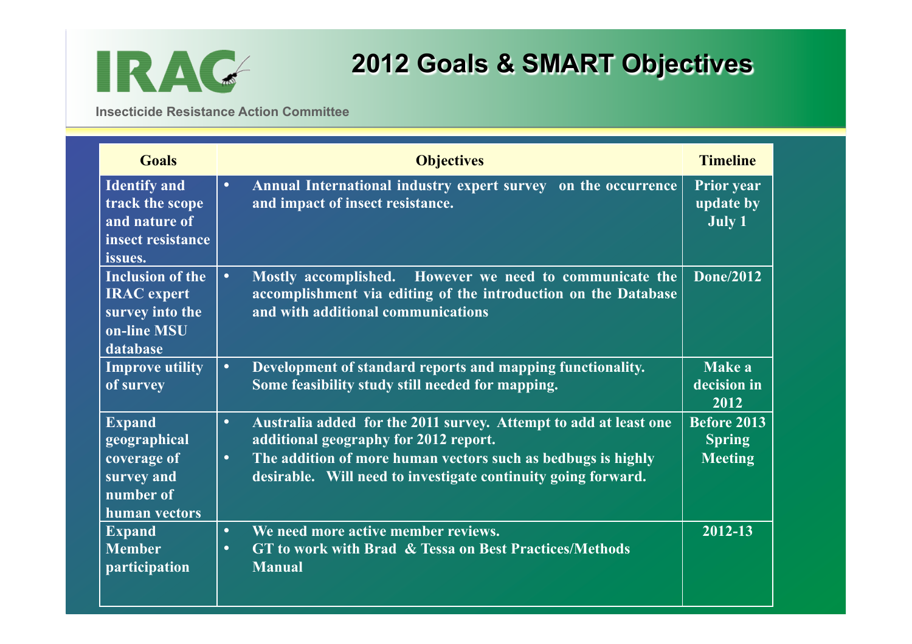## 2012 Goals & SMART Objectives

Insecticide Resistance Action Committee

| Goals | Objectives | Timeline |
|---|---|---|
| Identify and track the scope and nature of insect resistance issues. | • Annual International industry expert survey on the occurrence and impact of insect resistance. | Prior year update by July 1 |
| Inclusion of the IRAC expert survey into the on-line MSU database | • Mostly accomplished. However we need to communicate the accomplishment via editing of the introduction on the Database and with additional communications | Done/2012 |
| Improve utility of survey | • Development of standard reports and mapping functionality. Some feasibility study still needed for mapping. | Make a decision in 2012 |
| Expand geographical coverage of survey and number of human vectors | • Australia added for the 2011 survey. Attempt to add at least one additional geography for 2012 report.<br>• The addition of more human vectors such as bedbugs is highly desirable. Will need to investigate continuity going forward. | Before 2013 Spring Meeting |
| Expand Member participation | • We need more active member reviews.<br>• GT to work with Brad & Tessa on Best Practices/Methods Manual | 2012-13 |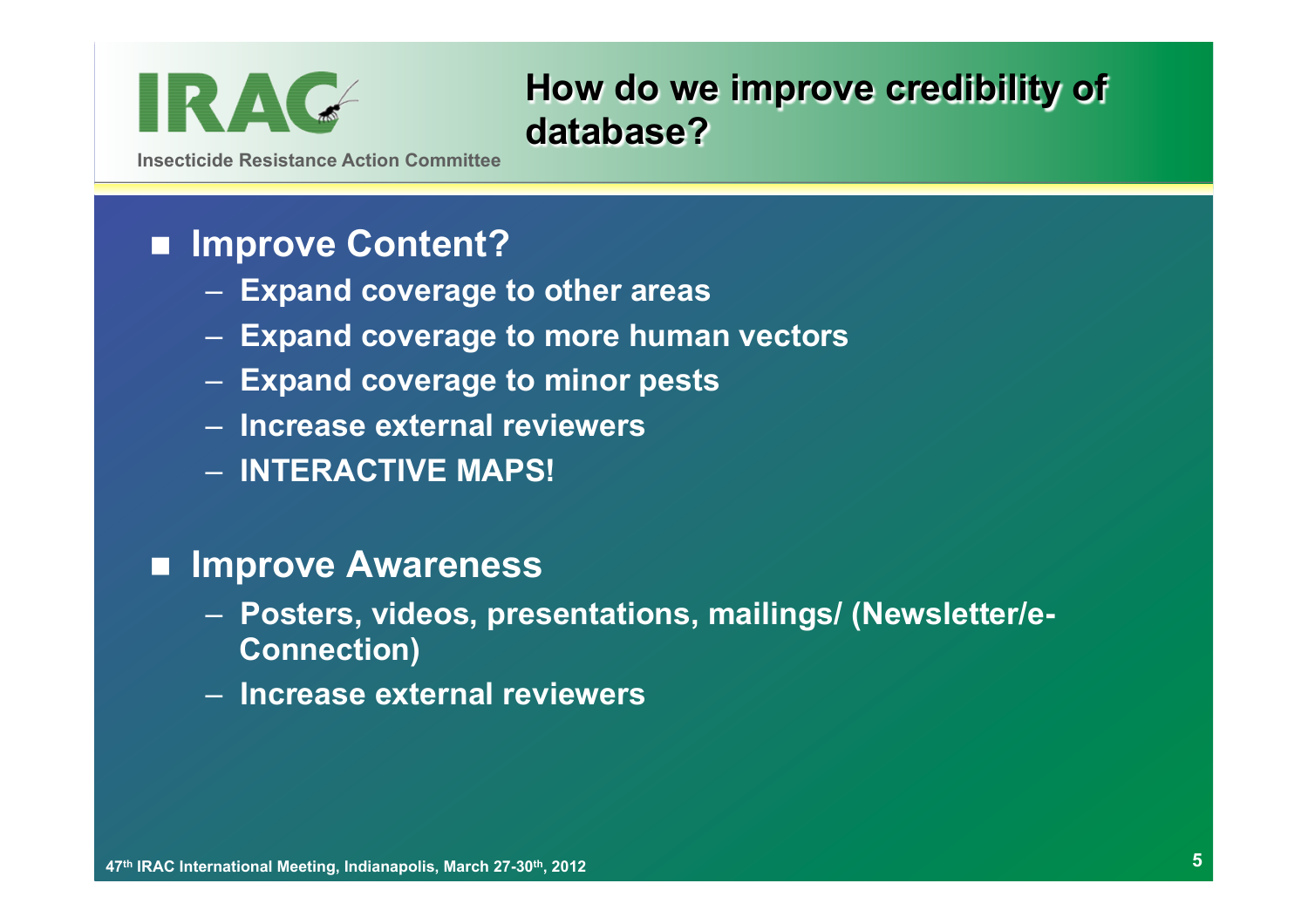# How do we improve credibility of database?

- **Improve Content?**
  - Expand coverage to other areas
  - Expand coverage to more human vectors
  - Expand coverage to minor pests
  - Increase external reviewers
  - INTERACTIVE MAPS!

- **Improve Awareness**
  - Posters, videos, presentations, mailings/ (Newsletter/e-Connection)
  - Increase external reviewers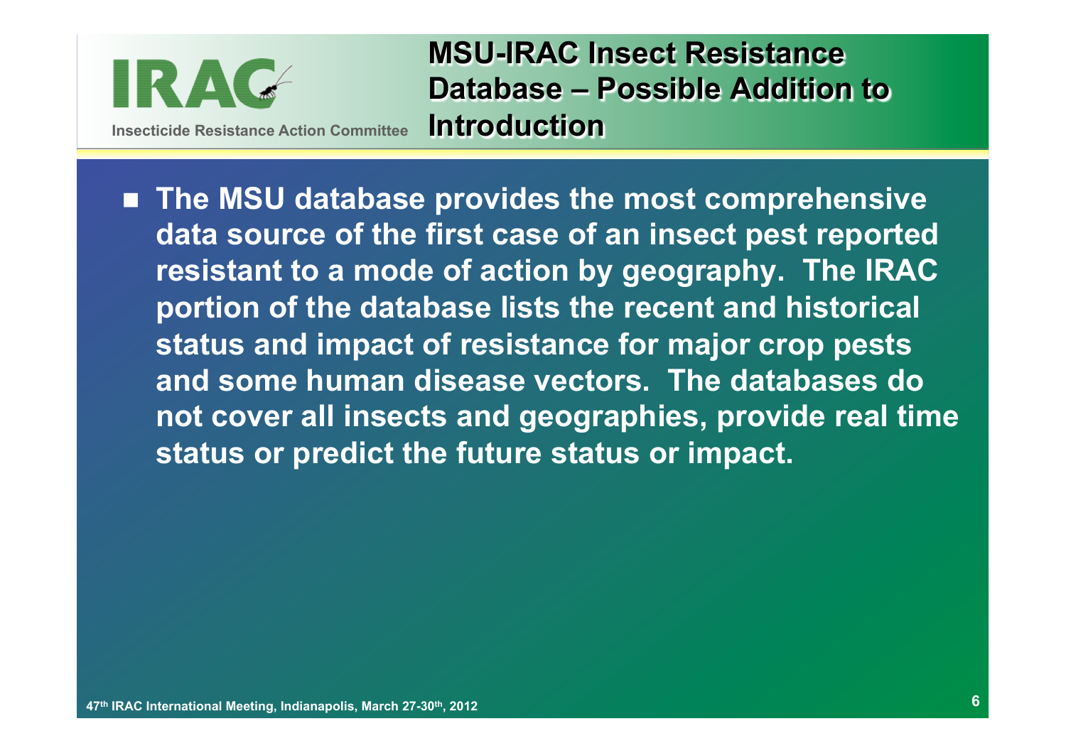## MSU-IRAC Insect Resistance Database – Possible Addition to Introduction

- **The MSU database provides the most comprehensive data source of the first case of an insect pest reported resistant to a mode of action by geography. The IRAC portion of the database lists the recent and historical status and impact of resistance for major crop pests and some human disease vectors. The databases do not cover all insects and geographies, provide real time status or predict the future status or impact.**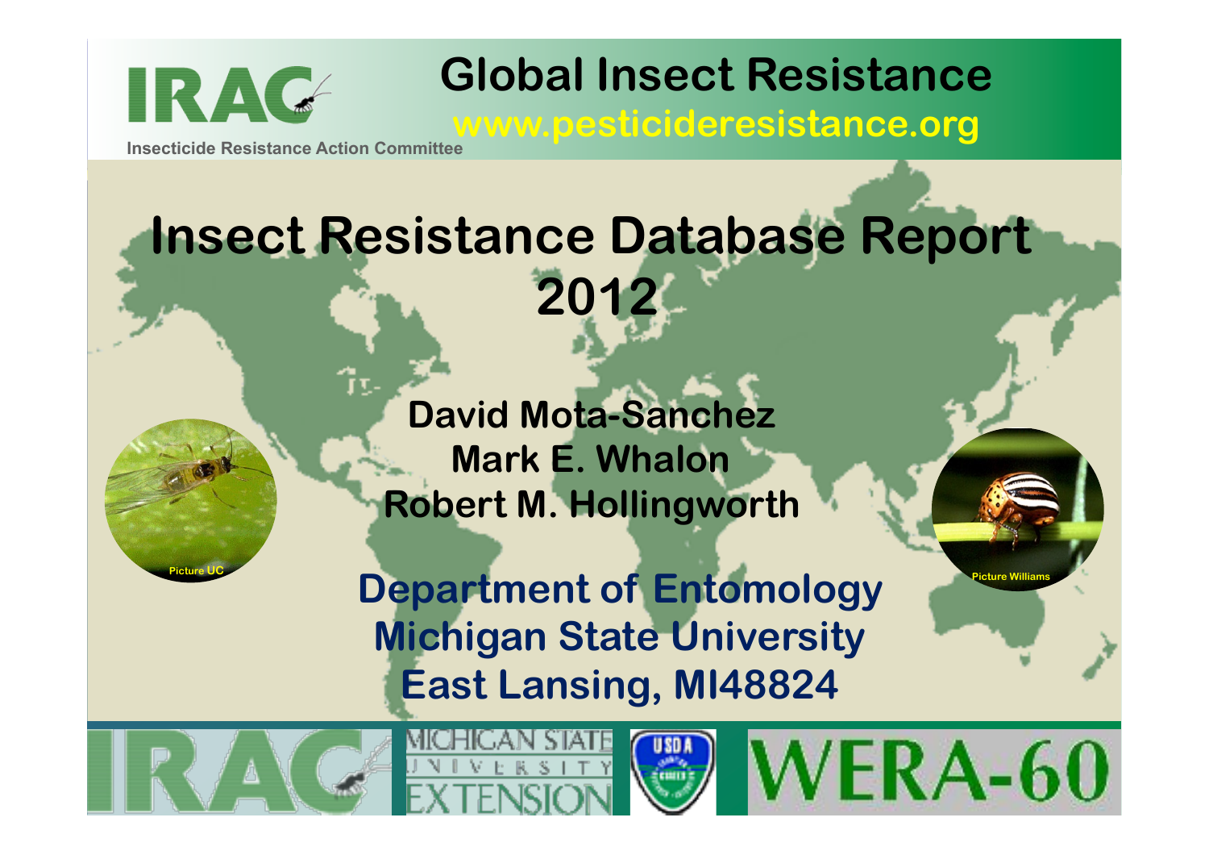Insecticide Resistance Action Committee

# Global Insect Resistance

www.pesticideresistance.org

# Insect Resistance Database Report 2012

**David Mota-Sanchez**
**Mark E. Whalon**
**Robert M. Hollingworth**

Picture UC

Picture Williams

**Department of Entomology**
**Michigan State University**
**East Lansing, MI48824**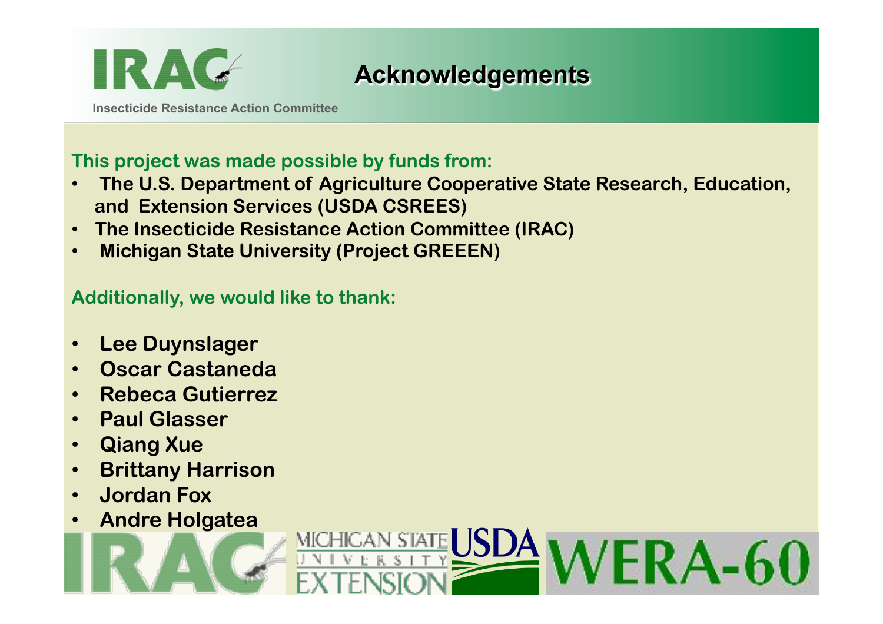# Acknowledgements

IRAC

Insecticide Resistance Action Committee

**This project was made possible by funds from:**

- **The U.S. Department of Agriculture Cooperative State Research, Education, and Extension Services (USDA CSREES)**
- **The Insecticide Resistance Action Committee (IRAC)**
- **Michigan State University (Project GREEEN)**

**Additionally, we would like to thank:**

- **Lee Duynslager**
- **Oscar Castaneda**
- **Rebeca Gutierrez**
- **Paul Glasser**
- **Qiang Xue**
- **Brittany Harrison**
- **Jordan Fox**
- **Andre Holgatea**

IRAC | MICHIGAN STATE UNIVERSITY EXTENSION | USDA | WERA-60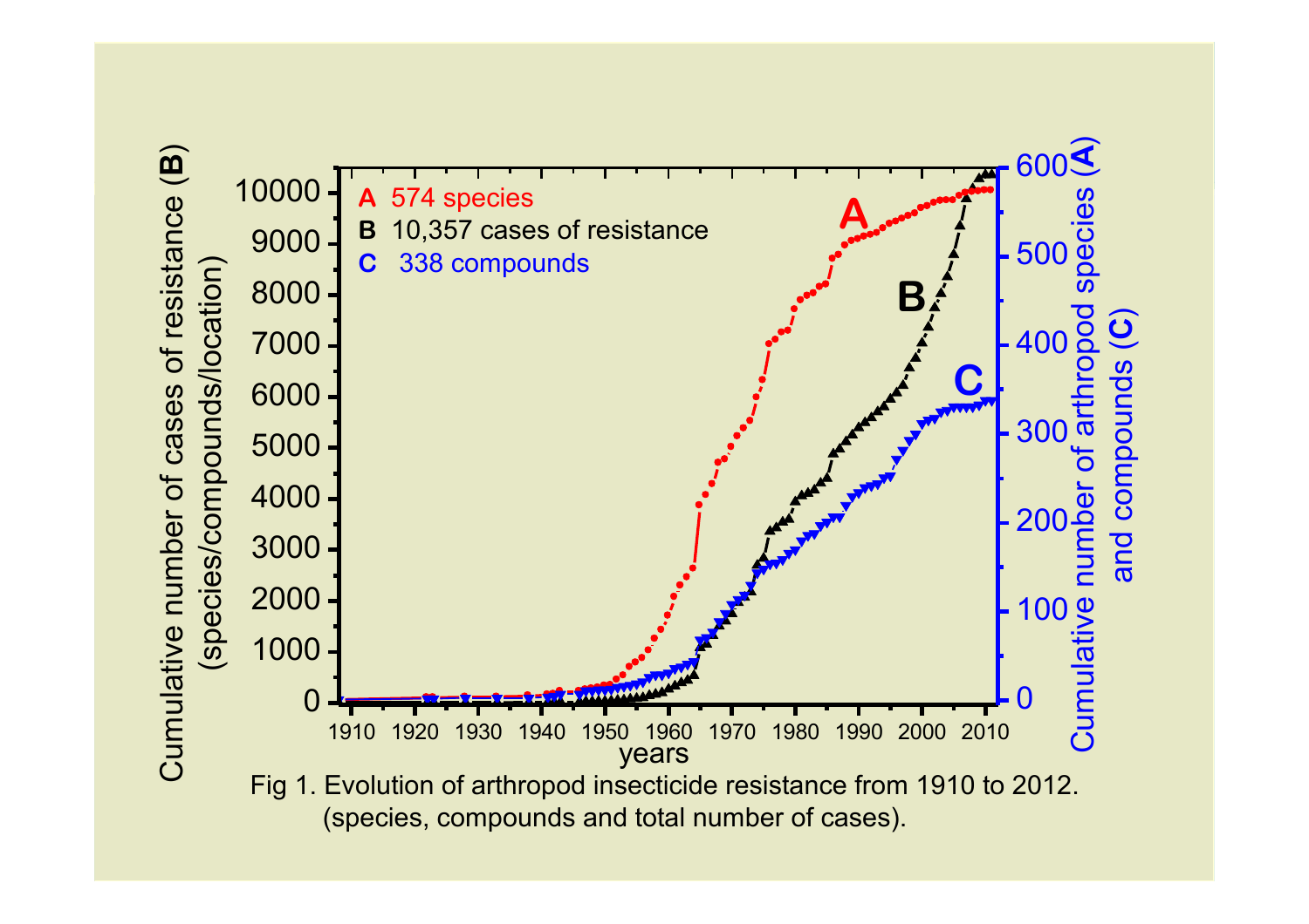Fig 1. Evolution of arthropod insecticide resistance from 1910 to 2012. (species, compounds and total number of cases).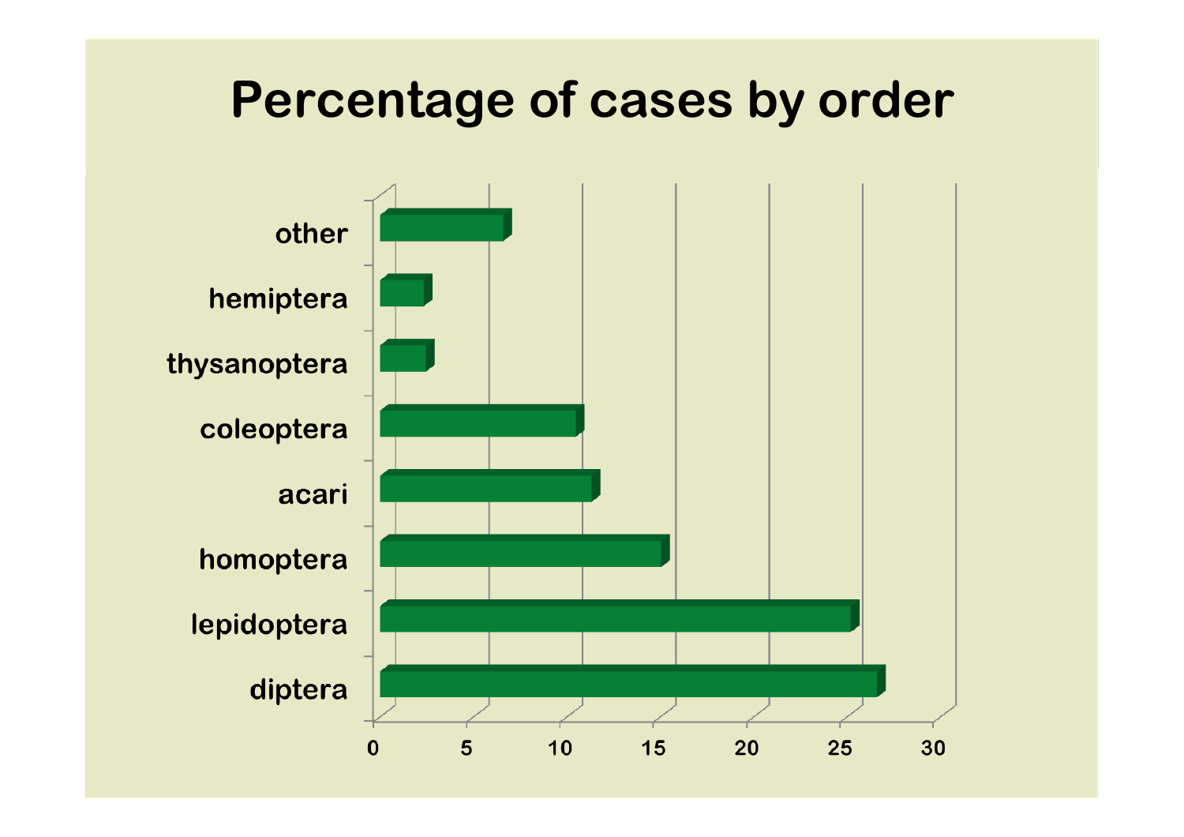# Percentage of cases by order

| Order | Percentage |
|---|---|
| other | ~7 |
| hemiptera | ~2.5 |
| thysanoptera | ~2.5 |
| coleoptera | ~10.5 |
| acari | ~11.5 |
| homoptera | ~15 |
| lepidoptera | ~25.5 |
| diptera | ~27 |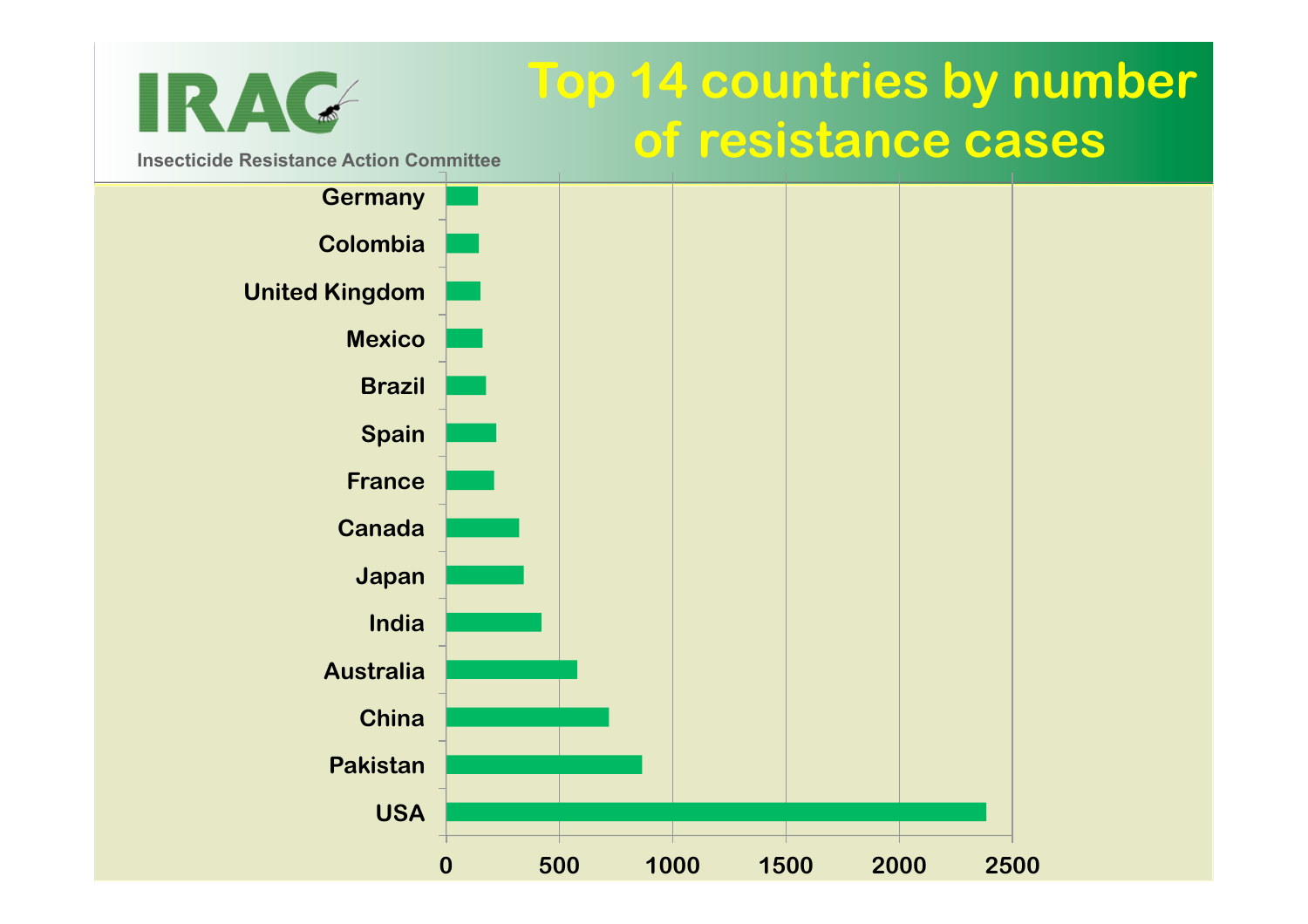IRAC

Insecticide Resistance Action Committee

# Top 14 countries by number of resistance cases

Germany
Colombia
United Kingdom
Mexico
Brazil
Spain
France
Canada
Japan
India
Australia
China
Pakistan
USA

0 500 1000 1500 2000 2500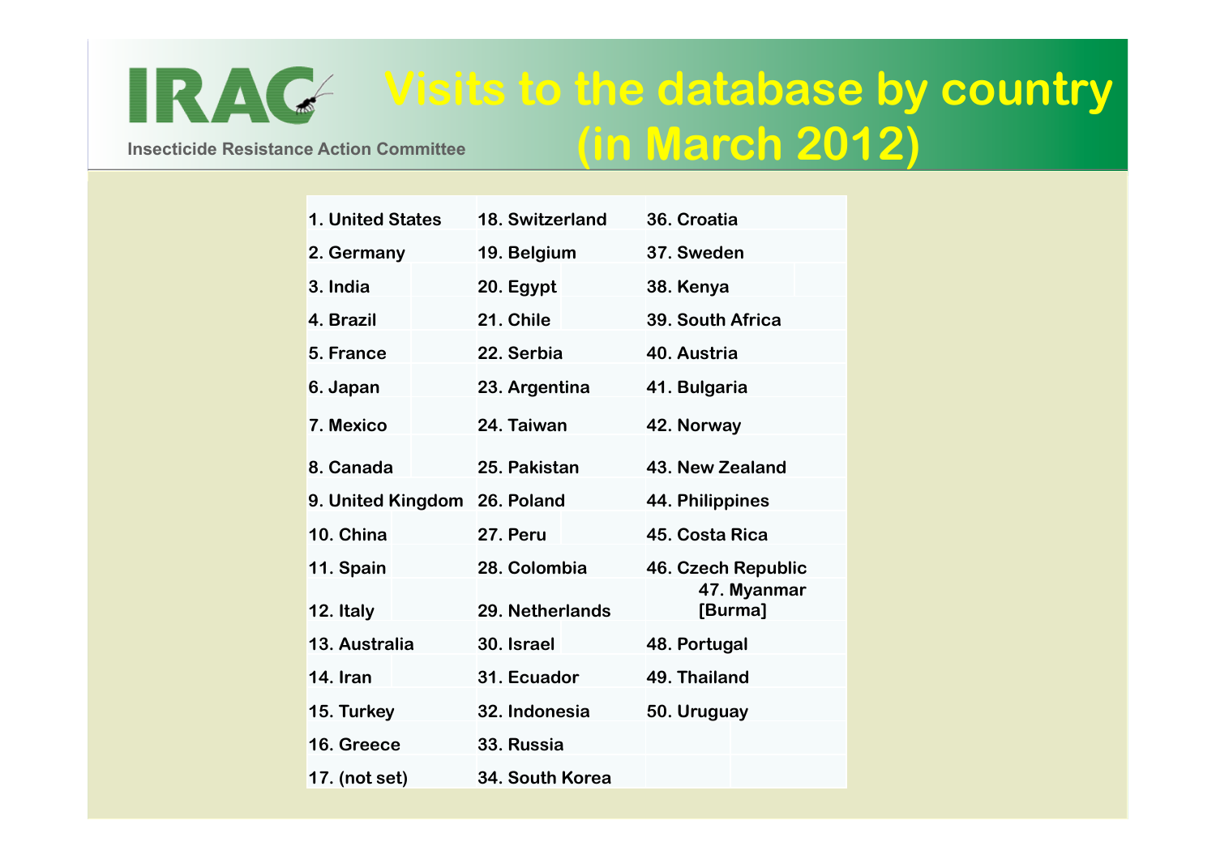IRAC

Insecticide Resistance Action Committee

# Visits to the database by country (in March 2012)

| | | |
|---|---|---|
| 1. United States | 18. Switzerland | 36. Croatia |
| 2. Germany | 19. Belgium | 37. Sweden |
| 3. India | 20. Egypt | 38. Kenya |
| 4. Brazil | 21. Chile | 39. South Africa |
| 5. France | 22. Serbia | 40. Austria |
| 6. Japan | 23. Argentina | 41. Bulgaria |
| 7. Mexico | 24. Taiwan | 42. Norway |
| 8. Canada | 25. Pakistan | 43. New Zealand |
| 9. United Kingdom | 26. Poland | 44. Philippines |
| 10. China | 27. Peru | 45. Costa Rica |
| 11. Spain | 28. Colombia | 46. Czech Republic |
| 12. Italy | 29. Netherlands | 47. Myanmar [Burma] |
| 13. Australia | 30. Israel | 48. Portugal |
| 14. Iran | 31. Ecuador | 49. Thailand |
| 15. Turkey | 32. Indonesia | 50. Uruguay |
| 16. Greece | 33. Russia | |
| 17. (not set) | 34. South Korea | |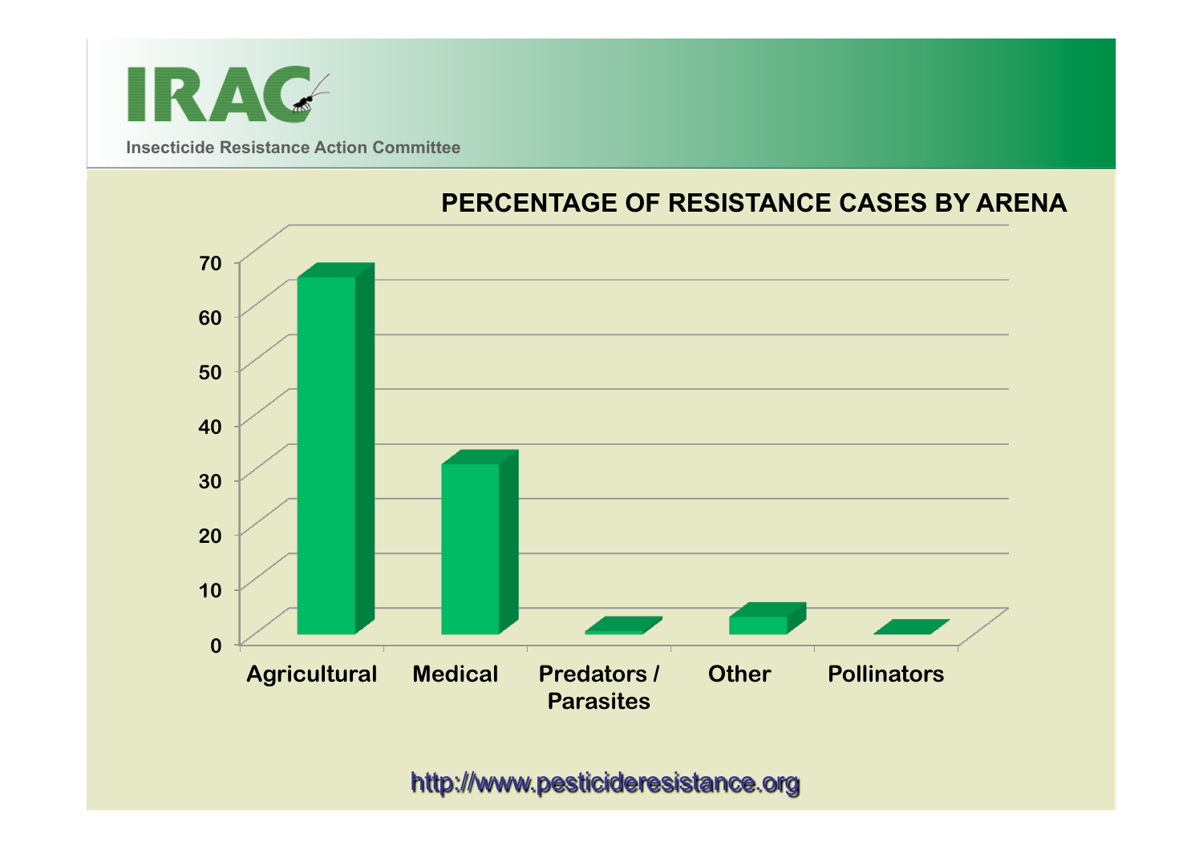IRAC

Insecticide Resistance Action Committee

## PERCENTAGE OF RESISTANCE CASES BY ARENA

70
60
50
40
30
20
10
0

Agricultural
Medical
Predators / Parasites
Other
Pollinators

http://www.pesticideresistance.org